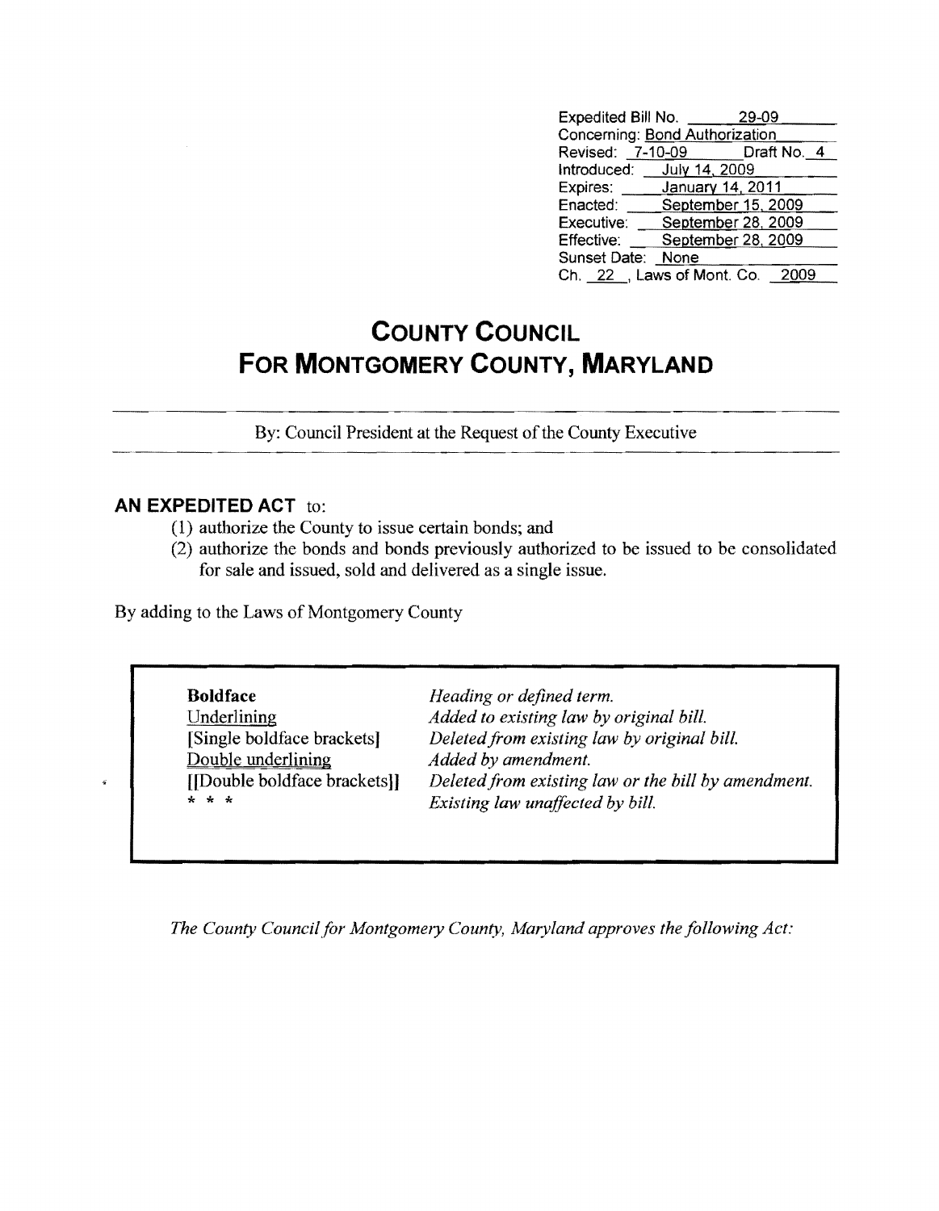Expedited Bill No. 29-09
Concerning: Bond Authorization
Revised: 7-10-09 Draft No. 4
Introduced: July 14, 2009
Expires: January 14, 2011
Enacted: September 15, 2009
Executive: September 28, 2009
Effective: September 28, 2009
Sunset Date: None
Ch. 22, Laws of Mont. Co. 2009

# COUNTY COUNCIL
# FOR MONTGOMERY COUNTY, MARYLAND

By: Council President at the Request of the County Executive

**AN EXPEDITED ACT** to:

(1) authorize the County to issue certain bonds; and
(2) authorize the bonds and bonds previously authorized to be issued to be consolidated for sale and issued, sold and delivered as a single issue.

By adding to the Laws of Montgomery County

| | |
|---|---|
| **Boldface** | *Heading or defined term.* |
| Underlining | *Added to existing law by original bill.* |
| [Single boldface brackets] | *Deleted from existing law by original bill.* |
| Double underlining | *Added by amendment.* |
| [[Double boldface brackets]] | *Deleted from existing law or the bill by amendment.* |
| * * * | *Existing law unaffected by bill.* |

*The County Council for Montgomery County, Maryland approves the following Act:*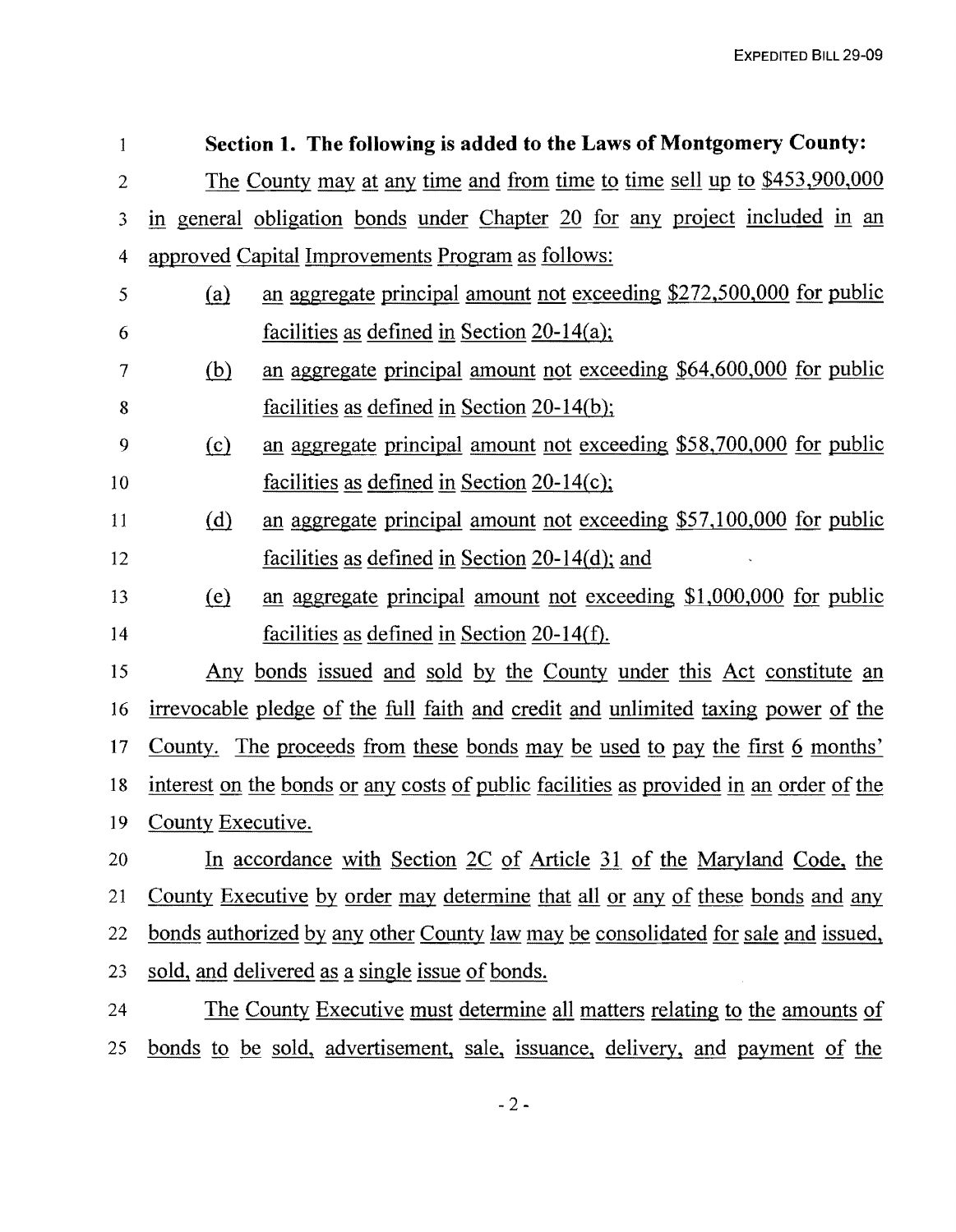**Section 1. The following is added to the Laws of Montgomery County:**

The County may at any time and from time to time sell up to $453,900,000 in general obligation bonds under Chapter 20 for any project included in an approved Capital Improvements Program as follows:

(a) an aggregate principal amount not exceeding $272,500,000 for public facilities as defined in Section 20-14(a);

(b) an aggregate principal amount not exceeding $64,600,000 for public facilities as defined in Section 20-14(b);

(c) an aggregate principal amount not exceeding $58,700,000 for public facilities as defined in Section 20-14(c);

(d) an aggregate principal amount not exceeding $57,100,000 for public facilities as defined in Section 20-14(d); and

(e) an aggregate principal amount not exceeding $1,000,000 for public facilities as defined in Section 20-14(f).

Any bonds issued and sold by the County under this Act constitute an irrevocable pledge of the full faith and credit and unlimited taxing power of the County. The proceeds from these bonds may be used to pay the first 6 months' interest on the bonds or any costs of public facilities as provided in an order of the County Executive.

In accordance with Section 2C of Article 31 of the Maryland Code, the County Executive by order may determine that all or any of these bonds and any bonds authorized by any other County law may be consolidated for sale and issued, sold, and delivered as a single issue of bonds.

The County Executive must determine all matters relating to the amounts of bonds to be sold, advertisement, sale, issuance, delivery, and payment of the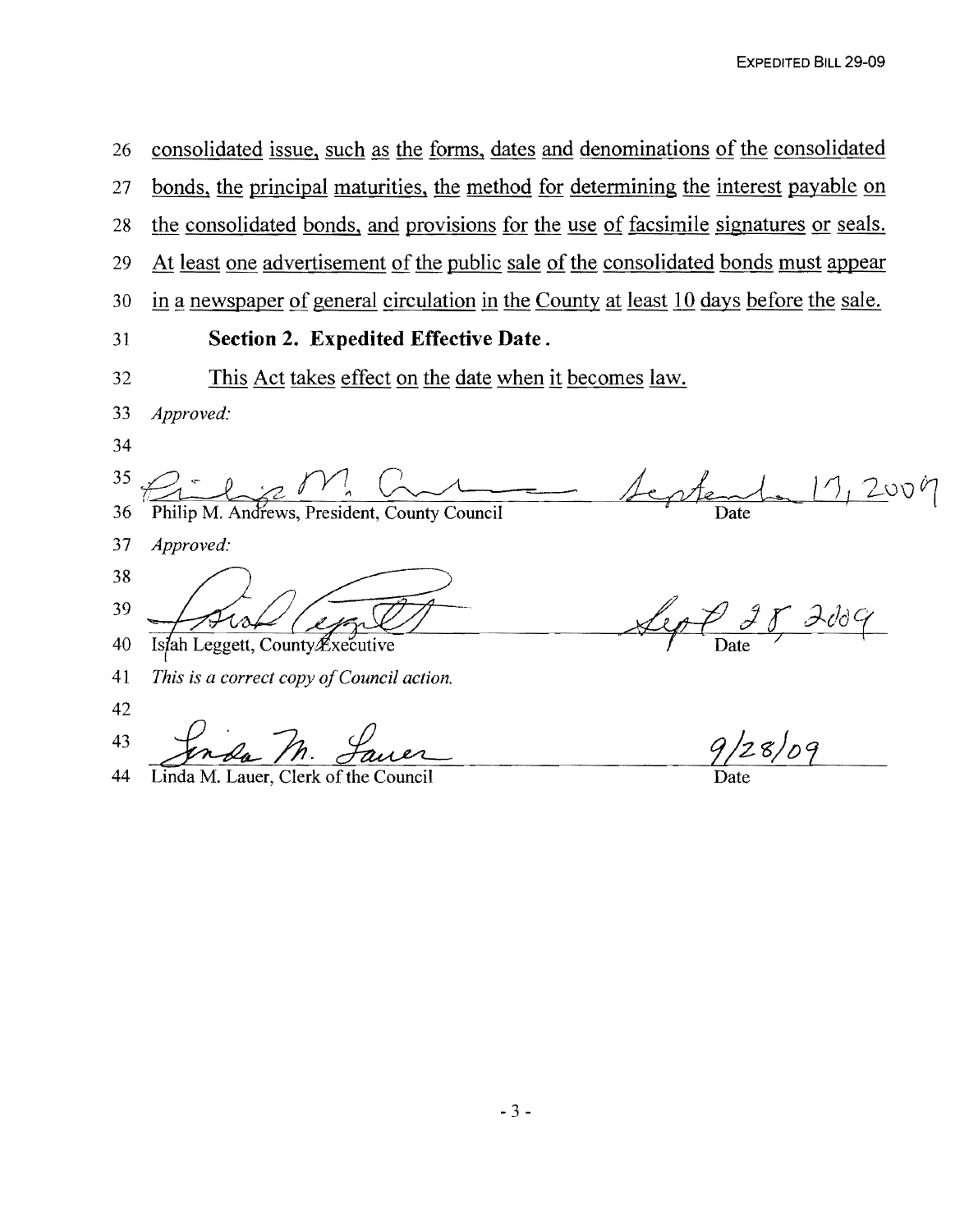consolidated issue, such as the forms, dates and denominations of the consolidated bonds, the principal maturities, the method for determining the interest payable on the consolidated bonds, and provisions for the use of facsimile signatures or seals. At least one advertisement of the public sale of the consolidated bonds must appear in a newspaper of general circulation in the County at least 10 days before the sale.

**Section 2. Expedited Effective Date.**

This Act takes effect on the date when it becomes law.

*Approved:*

Philip M. Andrews, President, County Council — September 17, 2009 (Date)

*Approved:*

Isiah Leggett, County Executive — Sept 28, 2009 (Date)

*This is a correct copy of Council action.*

Linda M. Lauer, Clerk of the Council — 9/28/09 (Date)